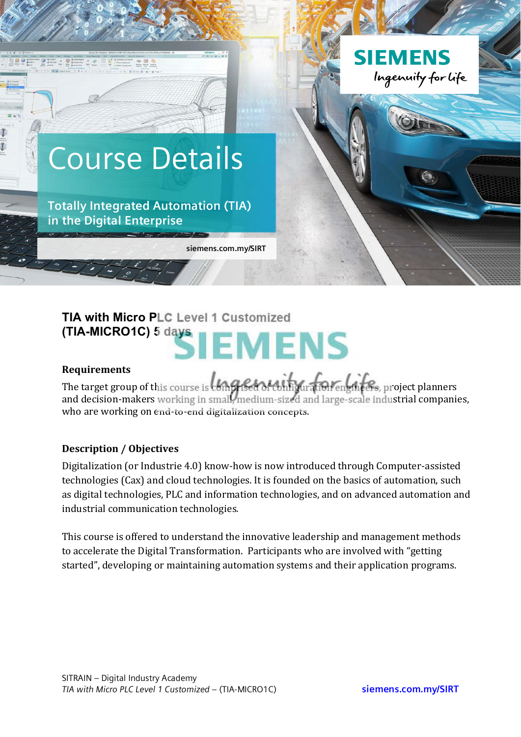# Course Details

## Totally Integrated Automation (TIA) in the Digital Enterprise

siemens.com.my/SIRT

### TIA with Micro PLC Level 1 Customized (TIA-MICRO1C) 5 days

#### Requirements

The target group of this course is comprised of configuration engineers, project planners and decision-makers working in small, medium-sized and large-scale industrial companies, who are working on end-to-end digitalization concepts.

#### Description / Objectives

Digitalization (or Industrie 4.0) know-how is now introduced through Computer-assisted technologies (Cax) and cloud technologies. It is founded on the basics of automation, such as digital technologies, PLC and information technologies, and on advanced automation and industrial communication technologies.

This course is offered to understand the innovative leadership and management methods to accelerate the Digital Transformation. Participants who are involved with "getting started", developing or maintaining automation systems and their application programs.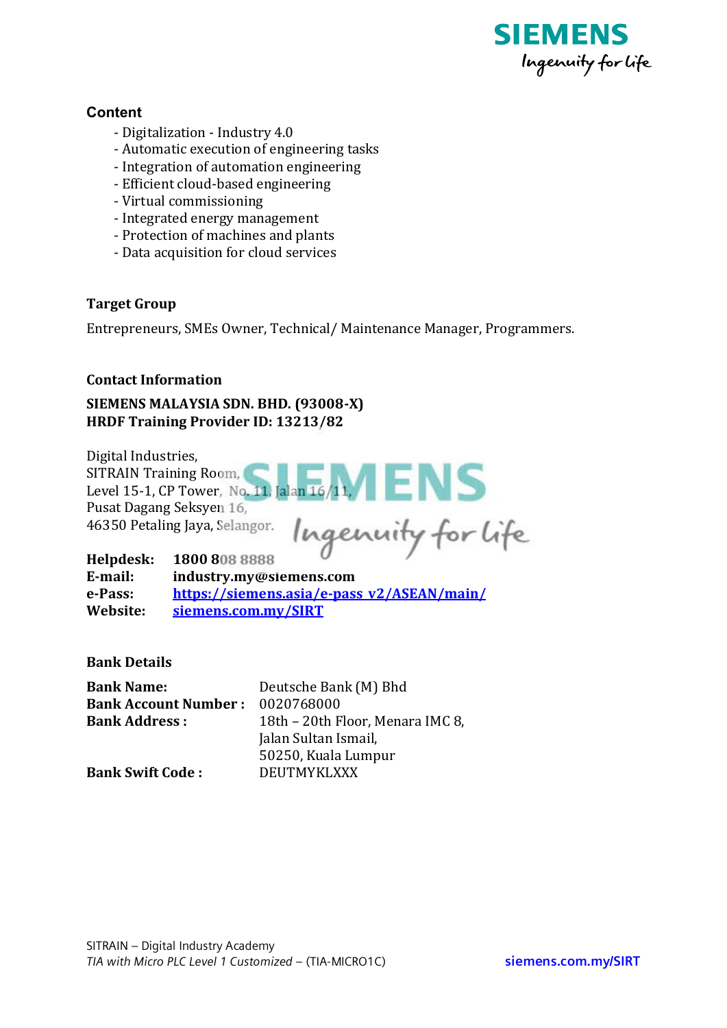## Content

- Digitalization - Industry 4.0
- Automatic execution of engineering tasks
- Integration of automation engineering
- Efficient cloud-based engineering
- Virtual commissioning
- Integrated energy management
- Protection of machines and plants
- Data acquisition for cloud services

## Target Group

Entrepreneurs, SMEs Owner, Technical/ Maintenance Manager, Programmers.

## Contact Information

**SIEMENS MALAYSIA SDN. BHD. (93008-X)**
**HRDF Training Provider ID: 13213/82**

Digital Industries,
SITRAIN Training Room,
Level 15-1, CP Tower, No. 11, Jalan 16/11,
Pusat Dagang Seksyen 16,
46350 Petaling Jaya, Selangor.

**Helpdesk:** **1800 808 8888**
**E-mail:** **industry.my@siemens.com**
**e-Pass:** **https://siemens.asia/e-pass_v2/ASEAN/main/**
**Website:** **siemens.com.my/SIRT**

## Bank Details

**Bank Name:** Deutsche Bank (M) Bhd
**Bank Account Number :** 0020768000
**Bank Address :** 18th – 20th Floor, Menara IMC 8,
Jalan Sultan Ismail,
50250, Kuala Lumpur
**Bank Swift Code :** DEUTMYKLXXX

SITRAIN – Digital Industry Academy
*TIA with Micro PLC Level 1 Customized* – (TIA-MICRO1C)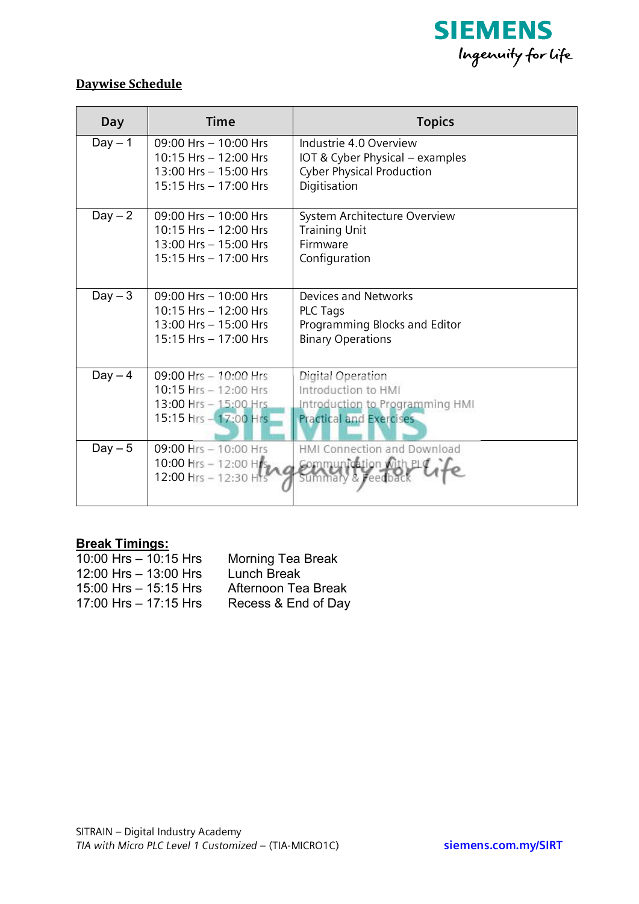## Daywise Schedule

| Day | Time | Topics |
|---|---|---|
| Day – 1 | 09:00 Hrs – 10:00 Hrs<br>10:15 Hrs – 12:00 Hrs<br>13:00 Hrs – 15:00 Hrs<br>15:15 Hrs – 17:00 Hrs | Industrie 4.0 Overview<br>IOT & Cyber Physical – examples<br>Cyber Physical Production<br>Digitisation |
| Day – 2 | 09:00 Hrs – 10:00 Hrs<br>10:15 Hrs – 12:00 Hrs<br>13:00 Hrs – 15:00 Hrs<br>15:15 Hrs – 17:00 Hrs | System Architecture Overview<br>Training Unit<br>Firmware<br>Configuration |
| Day – 3 | 09:00 Hrs – 10:00 Hrs<br>10:15 Hrs – 12:00 Hrs<br>13:00 Hrs – 15:00 Hrs<br>15:15 Hrs – 17:00 Hrs | Devices and Networks<br>PLC Tags<br>Programming Blocks and Editor<br>Binary Operations |
| Day – 4 | 09:00 Hrs – 10:00 Hrs<br>10:15 Hrs – 12:00 Hrs<br>13:00 Hrs – 15:00 Hrs<br>15:15 Hrs – 17:00 Hrs | Digital Operation<br>Introduction to HMI<br>Introduction to Programming HMI<br>Practical and Exercises |
| Day – 5 | 09:00 Hrs – 10:00 Hrs<br>10:00 Hrs – 12:00 Hrs<br>12:00 Hrs – 12:30 Hrs | HMI Connection and Download<br>Communication with PLC<br>Summary & Feedback |

**Break Timings:**

| | |
|---|---|
| 10:00 Hrs – 10:15 Hrs | Morning Tea Break |
| 12:00 Hrs – 13:00 Hrs | Lunch Break |
| 15:00 Hrs – 15:15 Hrs | Afternoon Tea Break |
| 17:00 Hrs – 17:15 Hrs | Recess & End of Day |